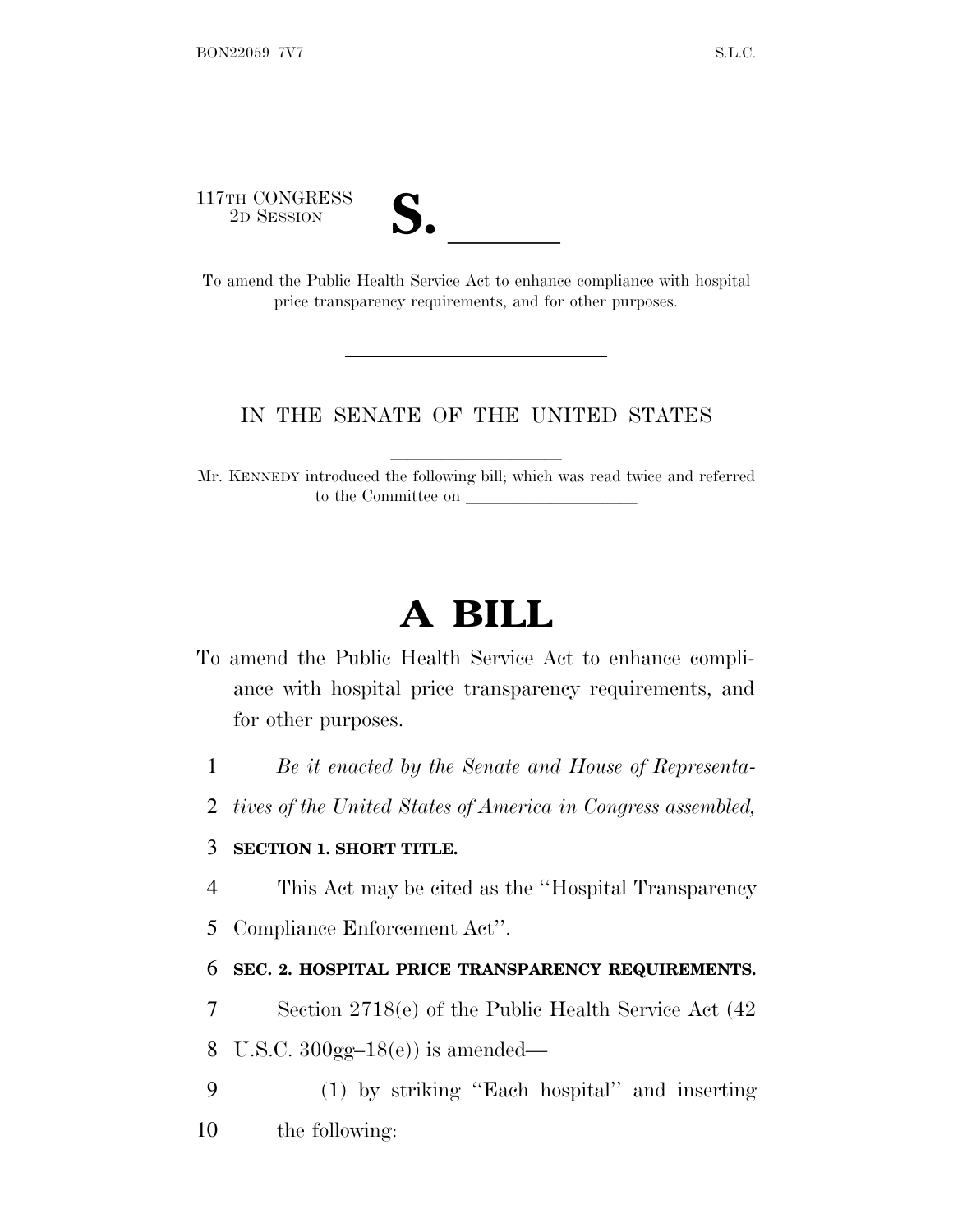117TH CONGRESS
2D SESSION

# S. ______

To amend the Public Health Service Act to enhance compliance with hospital price transparency requirements, and for other purposes.

IN THE SENATE OF THE UNITED STATES

Mr. KENNEDY introduced the following bill; which was read twice and referred to the Committee on ____________________

# A BILL

To amend the Public Health Service Act to enhance compliance with hospital price transparency requirements, and for other purposes.

1 *Be it enacted by the Senate and House of Representa-*
2 *tives of the United States of America in Congress assembled,*

3 **SECTION 1. SHORT TITLE.**

4 This Act may be cited as the ''Hospital Transparency
5 Compliance Enforcement Act''.

6 **SEC. 2. HOSPITAL PRICE TRANSPARENCY REQUIREMENTS.**

7 Section 2718(e) of the Public Health Service Act (42
8 U.S.C. 300gg–18(e)) is amended—

9 (1) by striking ''Each hospital'' and inserting
10 the following: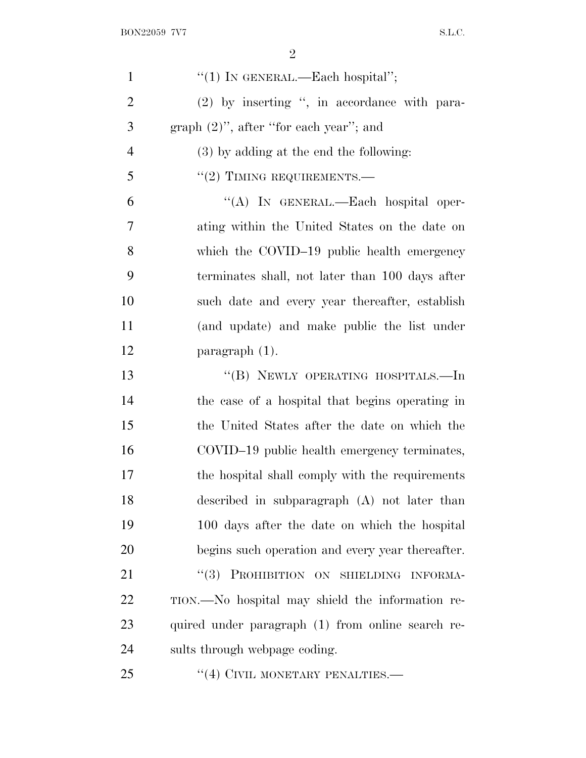"(1) IN GENERAL.—Each hospital";

(2) by inserting ", in accordance with paragraph (2)", after "for each year"; and

(3) by adding at the end the following:

"(2) TIMING REQUIREMENTS.—

"(A) IN GENERAL.—Each hospital operating within the United States on the date on which the COVID–19 public health emergency terminates shall, not later than 100 days after such date and every year thereafter, establish (and update) and make public the list under paragraph (1).

"(B) NEWLY OPERATING HOSPITALS.—In the case of a hospital that begins operating in the United States after the date on which the COVID–19 public health emergency terminates, the hospital shall comply with the requirements described in subparagraph (A) not later than 100 days after the date on which the hospital begins such operation and every year thereafter.

"(3) PROHIBITION ON SHIELDING INFORMATION.—No hospital may shield the information required under paragraph (1) from online search results through webpage coding.

"(4) CIVIL MONETARY PENALTIES.—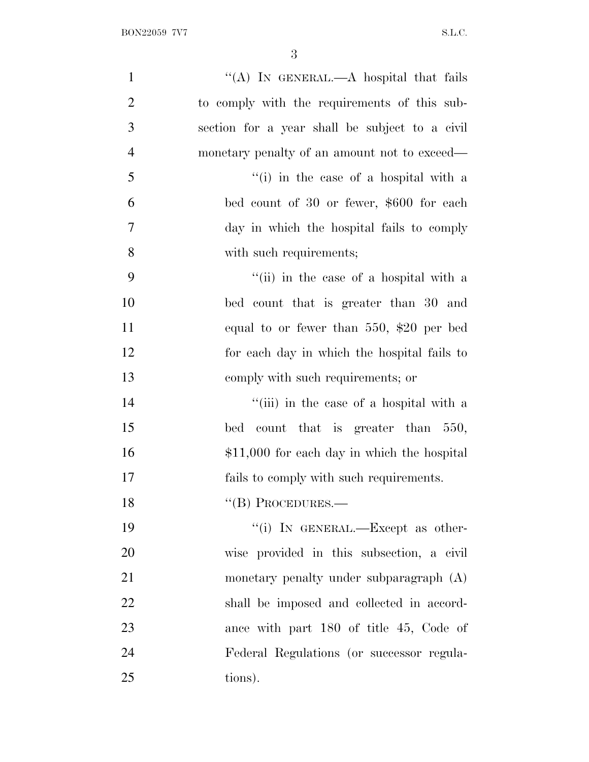"(A) IN GENERAL.—A hospital that fails to comply with the requirements of this subsection for a year shall be subject to a civil monetary penalty of an amount not to exceed—

"(i) in the case of a hospital with a bed count of 30 or fewer, $600 for each day in which the hospital fails to comply with such requirements;

"(ii) in the case of a hospital with a bed count that is greater than 30 and equal to or fewer than 550, $20 per bed for each day in which the hospital fails to comply with such requirements; or

"(iii) in the case of a hospital with a bed count that is greater than 550, $11,000 for each day in which the hospital fails to comply with such requirements.

"(B) PROCEDURES.—

"(i) IN GENERAL.—Except as otherwise provided in this subsection, a civil monetary penalty under subparagraph (A) shall be imposed and collected in accordance with part 180 of title 45, Code of Federal Regulations (or successor regulations).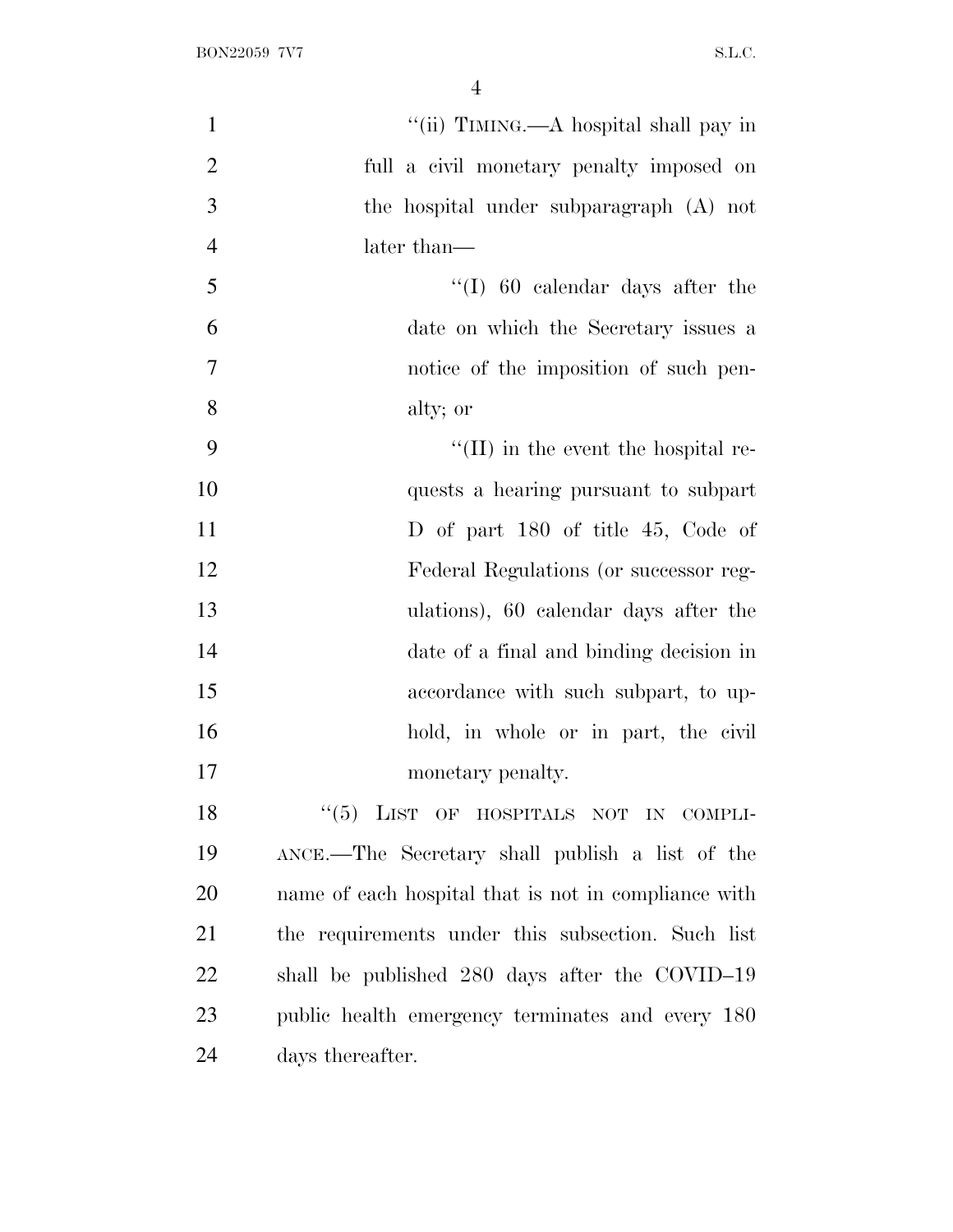"(ii) TIMING.—A hospital shall pay in full a civil monetary penalty imposed on the hospital under subparagraph (A) not later than—

"(I) 60 calendar days after the date on which the Secretary issues a notice of the imposition of such penalty; or

"(II) in the event the hospital requests a hearing pursuant to subpart D of part 180 of title 45, Code of Federal Regulations (or successor regulations), 60 calendar days after the date of a final and binding decision in accordance with such subpart, to uphold, in whole or in part, the civil monetary penalty.

"(5) LIST OF HOSPITALS NOT IN COMPLIANCE.—The Secretary shall publish a list of the name of each hospital that is not in compliance with the requirements under this subsection. Such list shall be published 280 days after the COVID–19 public health emergency terminates and every 180 days thereafter.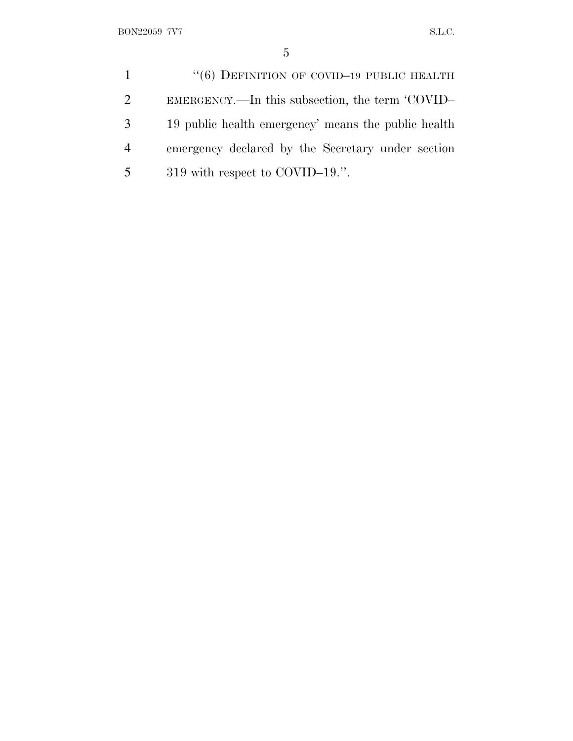"(6) DEFINITION OF COVID–19 PUBLIC HEALTH EMERGENCY.—In this subsection, the term 'COVID–19 public health emergency' means the public health emergency declared by the Secretary under section 319 with respect to COVID–19.".